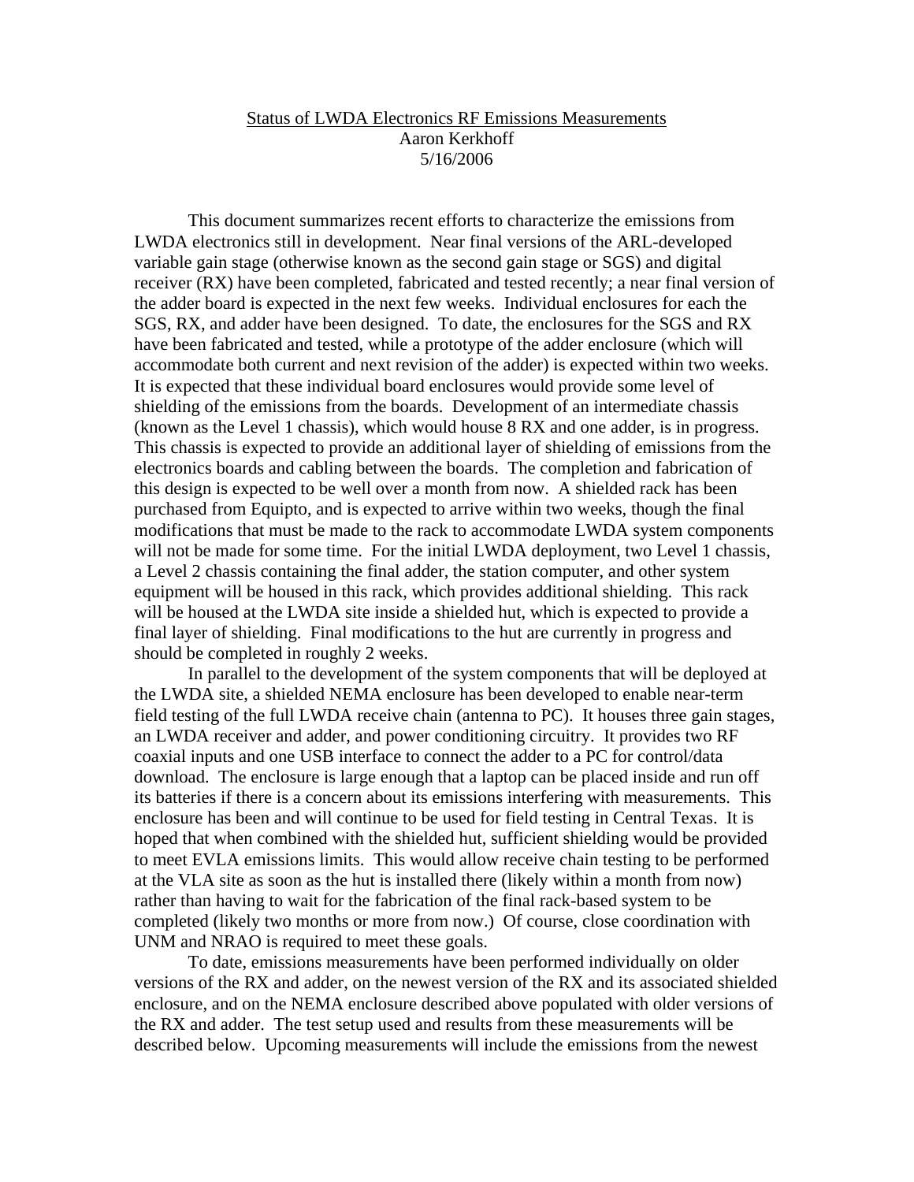# Status of LWDA Electronics RF Emissions Measurements

Aaron Kerkhoff

5/16/2006

This document summarizes recent efforts to characterize the emissions from LWDA electronics still in development. Near final versions of the ARL-developed variable gain stage (otherwise known as the second gain stage or SGS) and digital receiver (RX) have been completed, fabricated and tested recently; a near final version of the adder board is expected in the next few weeks. Individual enclosures for each the SGS, RX, and adder have been designed. To date, the enclosures for the SGS and RX have been fabricated and tested, while a prototype of the adder enclosure (which will accommodate both current and next revision of the adder) is expected within two weeks. It is expected that these individual board enclosures would provide some level of shielding of the emissions from the boards. Development of an intermediate chassis (known as the Level 1 chassis), which would house 8 RX and one adder, is in progress. This chassis is expected to provide an additional layer of shielding of emissions from the electronics boards and cabling between the boards. The completion and fabrication of this design is expected to be well over a month from now. A shielded rack has been purchased from Equipto, and is expected to arrive within two weeks, though the final modifications that must be made to the rack to accommodate LWDA system components will not be made for some time. For the initial LWDA deployment, two Level 1 chassis, a Level 2 chassis containing the final adder, the station computer, and other system equipment will be housed in this rack, which provides additional shielding. This rack will be housed at the LWDA site inside a shielded hut, which is expected to provide a final layer of shielding. Final modifications to the hut are currently in progress and should be completed in roughly 2 weeks.

In parallel to the development of the system components that will be deployed at the LWDA site, a shielded NEMA enclosure has been developed to enable near-term field testing of the full LWDA receive chain (antenna to PC). It houses three gain stages, an LWDA receiver and adder, and power conditioning circuitry. It provides two RF coaxial inputs and one USB interface to connect the adder to a PC for control/data download. The enclosure is large enough that a laptop can be placed inside and run off its batteries if there is a concern about its emissions interfering with measurements. This enclosure has been and will continue to be used for field testing in Central Texas. It is hoped that when combined with the shielded hut, sufficient shielding would be provided to meet EVLA emissions limits. This would allow receive chain testing to be performed at the VLA site as soon as the hut is installed there (likely within a month from now) rather than having to wait for the fabrication of the final rack-based system to be completed (likely two months or more from now.) Of course, close coordination with UNM and NRAO is required to meet these goals.

To date, emissions measurements have been performed individually on older versions of the RX and adder, on the newest version of the RX and its associated shielded enclosure, and on the NEMA enclosure described above populated with older versions of the RX and adder. The test setup used and results from these measurements will be described below. Upcoming measurements will include the emissions from the newest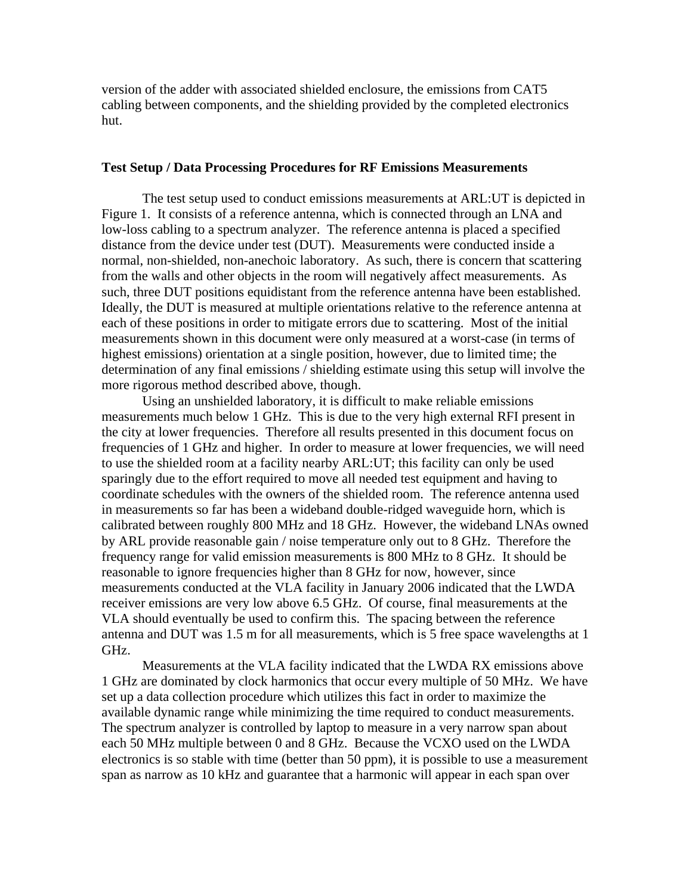version of the adder with associated shielded enclosure, the emissions from CAT5 cabling between components, and the shielding provided by the completed electronics hut.

**Test Setup / Data Processing Procedures for RF Emissions Measurements**

The test setup used to conduct emissions measurements at ARL:UT is depicted in Figure 1. It consists of a reference antenna, which is connected through an LNA and low-loss cabling to a spectrum analyzer. The reference antenna is placed a specified distance from the device under test (DUT). Measurements were conducted inside a normal, non-shielded, non-anechoic laboratory. As such, there is concern that scattering from the walls and other objects in the room will negatively affect measurements. As such, three DUT positions equidistant from the reference antenna have been established. Ideally, the DUT is measured at multiple orientations relative to the reference antenna at each of these positions in order to mitigate errors due to scattering. Most of the initial measurements shown in this document were only measured at a worst-case (in terms of highest emissions) orientation at a single position, however, due to limited time; the determination of any final emissions / shielding estimate using this setup will involve the more rigorous method described above, though.

Using an unshielded laboratory, it is difficult to make reliable emissions measurements much below 1 GHz. This is due to the very high external RFI present in the city at lower frequencies. Therefore all results presented in this document focus on frequencies of 1 GHz and higher. In order to measure at lower frequencies, we will need to use the shielded room at a facility nearby ARL:UT; this facility can only be used sparingly due to the effort required to move all needed test equipment and having to coordinate schedules with the owners of the shielded room. The reference antenna used in measurements so far has been a wideband double-ridged waveguide horn, which is calibrated between roughly 800 MHz and 18 GHz. However, the wideband LNAs owned by ARL provide reasonable gain / noise temperature only out to 8 GHz. Therefore the frequency range for valid emission measurements is 800 MHz to 8 GHz. It should be reasonable to ignore frequencies higher than 8 GHz for now, however, since measurements conducted at the VLA facility in January 2006 indicated that the LWDA receiver emissions are very low above 6.5 GHz. Of course, final measurements at the VLA should eventually be used to confirm this. The spacing between the reference antenna and DUT was 1.5 m for all measurements, which is 5 free space wavelengths at 1 GHz.

Measurements at the VLA facility indicated that the LWDA RX emissions above 1 GHz are dominated by clock harmonics that occur every multiple of 50 MHz. We have set up a data collection procedure which utilizes this fact in order to maximize the available dynamic range while minimizing the time required to conduct measurements. The spectrum analyzer is controlled by laptop to measure in a very narrow span about each 50 MHz multiple between 0 and 8 GHz. Because the VCXO used on the LWDA electronics is so stable with time (better than 50 ppm), it is possible to use a measurement span as narrow as 10 kHz and guarantee that a harmonic will appear in each span over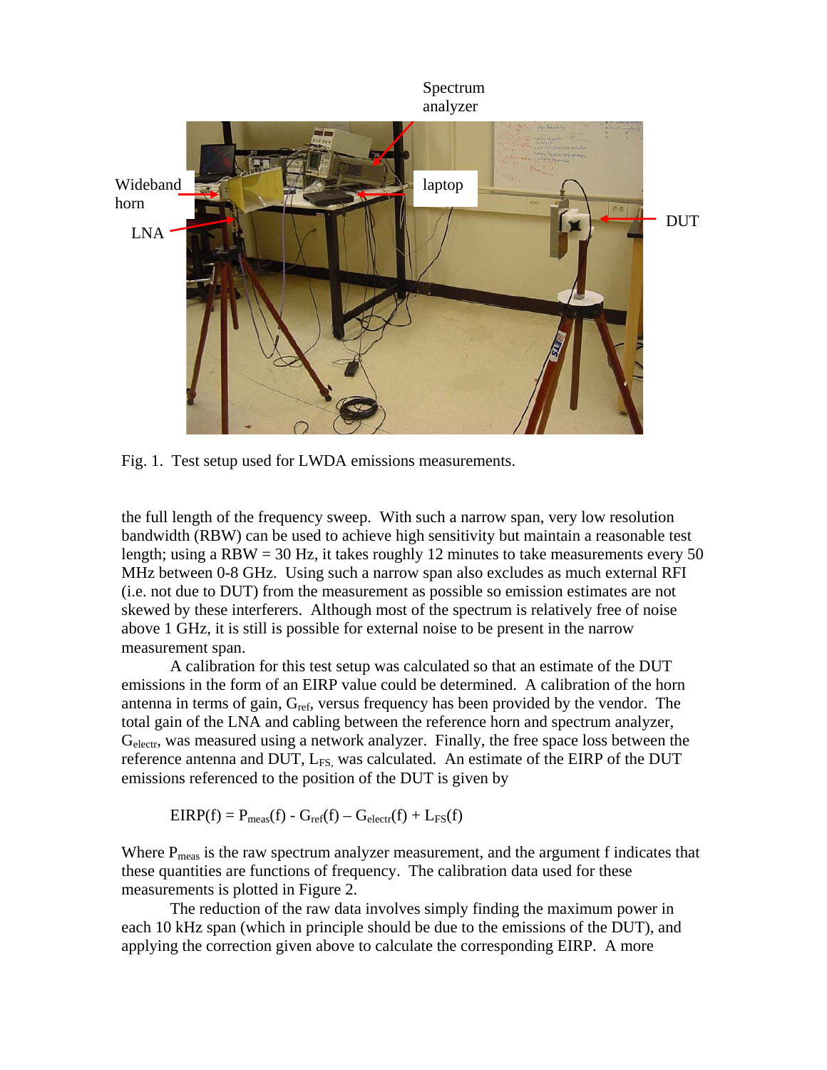Fig. 1. Test setup used for LWDA emissions measurements.

the full length of the frequency sweep. With such a narrow span, very low resolution bandwidth (RBW) can be used to achieve high sensitivity but maintain a reasonable test length; using a RBW = 30 Hz, it takes roughly 12 minutes to take measurements every 50 MHz between 0-8 GHz. Using such a narrow span also excludes as much external RFI (i.e. not due to DUT) from the measurement as possible so emission estimates are not skewed by these interferers. Although most of the spectrum is relatively free of noise above 1 GHz, it is still is possible for external noise to be present in the narrow measurement span.

A calibration for this test setup was calculated so that an estimate of the DUT emissions in the form of an EIRP value could be determined. A calibration of the horn antenna in terms of gain, $G_{ref}$, versus frequency has been provided by the vendor. The total gain of the LNA and cabling between the reference horn and spectrum analyzer, $G_{electr}$, was measured using a network analyzer. Finally, the free space loss between the reference antenna and DUT, $L_{FS}$, was calculated. An estimate of the EIRP of the DUT emissions referenced to the position of the DUT is given by

$$\mathrm{EIRP}(f) = P_{meas}(f) - G_{ref}(f) - G_{electr}(f) + L_{FS}(f)$$

Where $P_{meas}$ is the raw spectrum analyzer measurement, and the argument f indicates that these quantities are functions of frequency. The calibration data used for these measurements is plotted in Figure 2.

The reduction of the raw data involves simply finding the maximum power in each 10 kHz span (which in principle should be due to the emissions of the DUT), and applying the correction given above to calculate the corresponding EIRP. A more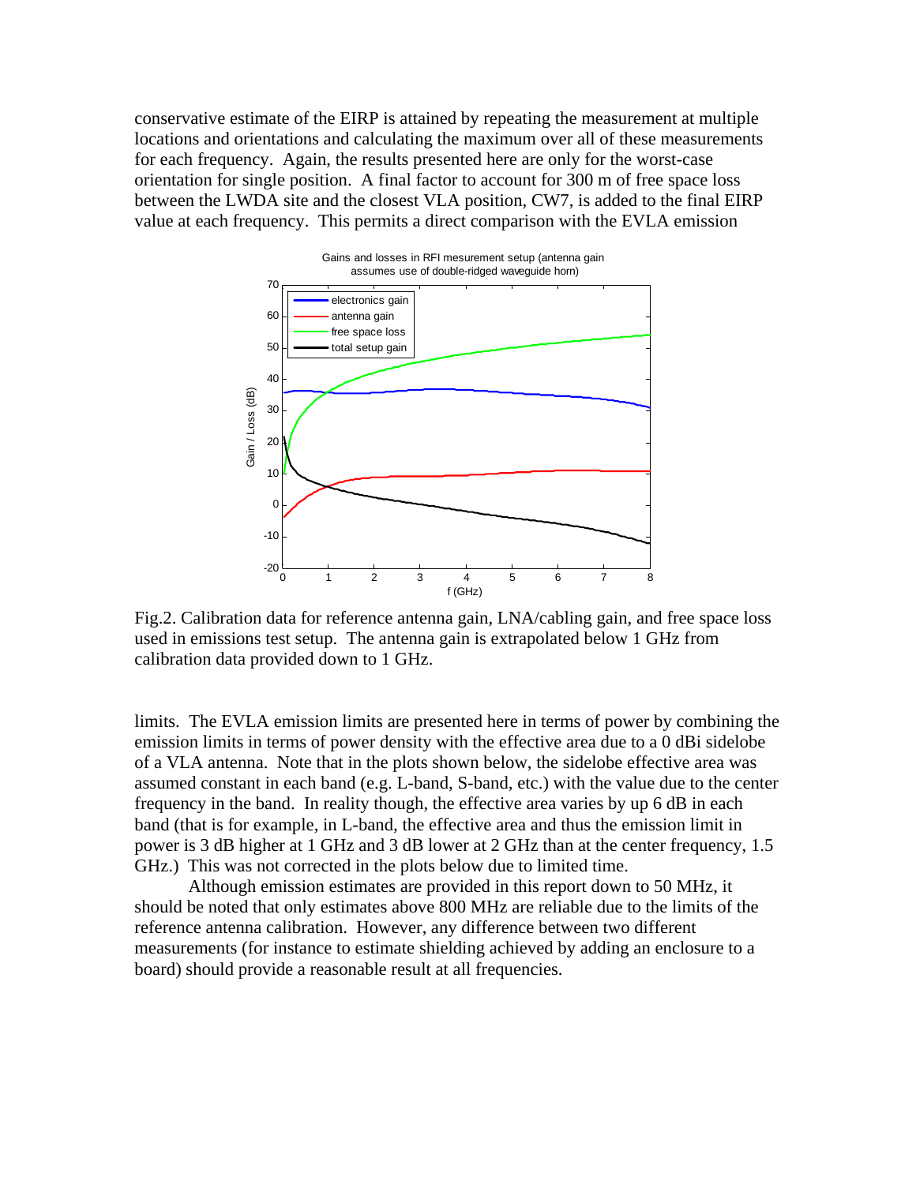conservative estimate of the EIRP is attained by repeating the measurement at multiple locations and orientations and calculating the maximum over all of these measurements for each frequency. Again, the results presented here are only for the worst-case orientation for single position. A final factor to account for 300 m of free space loss between the LWDA site and the closest VLA position, CW7, is added to the final EIRP value at each frequency. This permits a direct comparison with the EVLA emission

Fig.2. Calibration data for reference antenna gain, LNA/cabling gain, and free space loss used in emissions test setup. The antenna gain is extrapolated below 1 GHz from calibration data provided down to 1 GHz.

limits. The EVLA emission limits are presented here in terms of power by combining the emission limits in terms of power density with the effective area due to a 0 dBi sidelobe of a VLA antenna. Note that in the plots shown below, the sidelobe effective area was assumed constant in each band (e.g. L-band, S-band, etc.) with the value due to the center frequency in the band. In reality though, the effective area varies by up 6 dB in each band (that is for example, in L-band, the effective area and thus the emission limit in power is 3 dB higher at 1 GHz and 3 dB lower at 2 GHz than at the center frequency, 1.5 GHz.) This was not corrected in the plots below due to limited time.

Although emission estimates are provided in this report down to 50 MHz, it should be noted that only estimates above 800 MHz are reliable due to the limits of the reference antenna calibration. However, any difference between two different measurements (for instance to estimate shielding achieved by adding an enclosure to a board) should provide a reasonable result at all frequencies.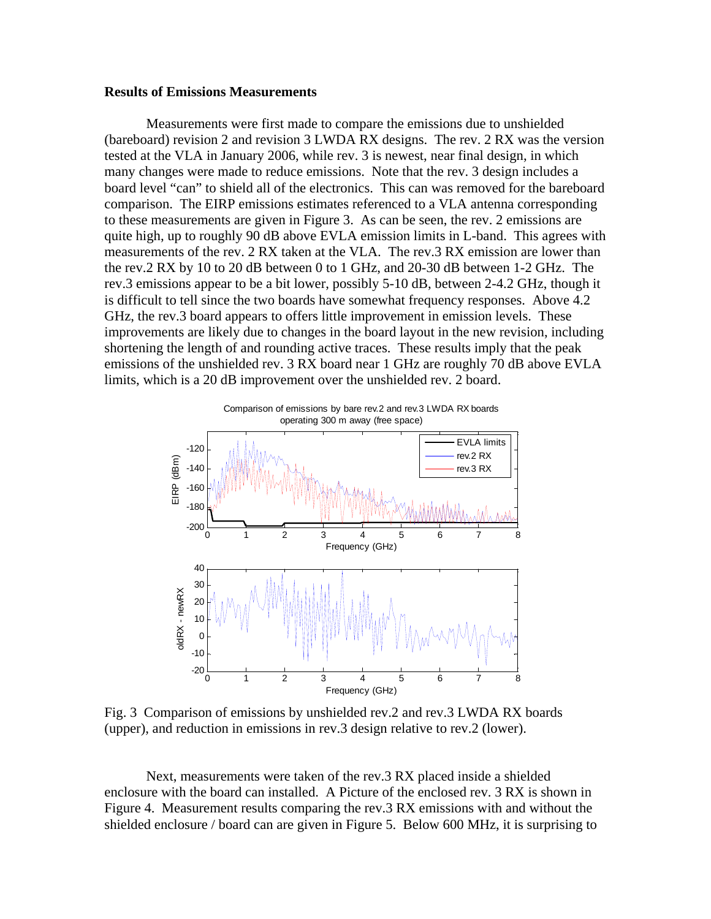**Results of Emissions Measurements**

Measurements were first made to compare the emissions due to unshielded (bareboard) revision 2 and revision 3 LWDA RX designs. The rev. 2 RX was the version tested at the VLA in January 2006, while rev. 3 is newest, near final design, in which many changes were made to reduce emissions. Note that the rev. 3 design includes a board level "can" to shield all of the electronics. This can was removed for the bareboard comparison. The EIRP emissions estimates referenced to a VLA antenna corresponding to these measurements are given in Figure 3. As can be seen, the rev. 2 emissions are quite high, up to roughly 90 dB above EVLA emission limits in L-band. This agrees with measurements of the rev. 2 RX taken at the VLA. The rev.3 RX emission are lower than the rev.2 RX by 10 to 20 dB between 0 to 1 GHz, and 20-30 dB between 1-2 GHz. The rev.3 emissions appear to be a bit lower, possibly 5-10 dB, between 2-4.2 GHz, though it is difficult to tell since the two boards have somewhat frequency responses. Above 4.2 GHz, the rev.3 board appears to offers little improvement in emission levels. These improvements are likely due to changes in the board layout in the new revision, including shortening the length of and rounding active traces. These results imply that the peak emissions of the unshielded rev. 3 RX board near 1 GHz are roughly 70 dB above EVLA limits, which is a 20 dB improvement over the unshielded rev. 2 board.

Fig. 3 Comparison of emissions by unshielded rev.2 and rev.3 LWDA RX boards (upper), and reduction in emissions in rev.3 design relative to rev.2 (lower).

Next, measurements were taken of the rev.3 RX placed inside a shielded enclosure with the board can installed. A Picture of the enclosed rev. 3 RX is shown in Figure 4. Measurement results comparing the rev.3 RX emissions with and without the shielded enclosure / board can are given in Figure 5. Below 600 MHz, it is surprising to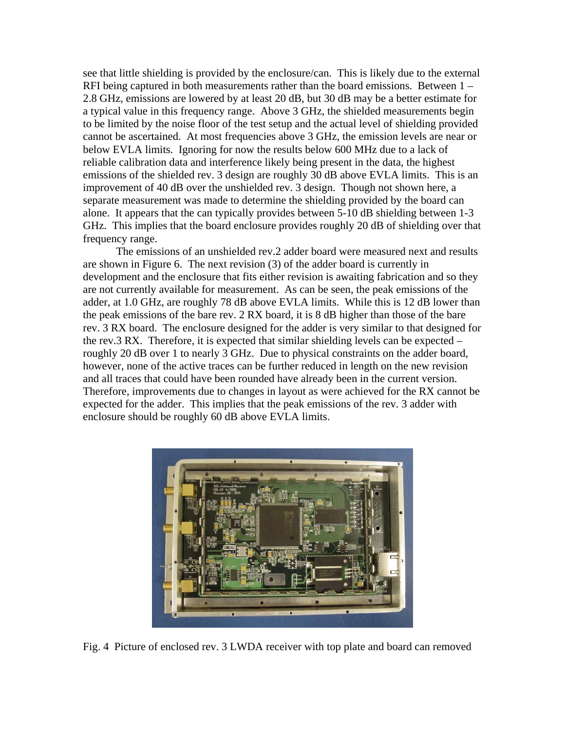see that little shielding is provided by the enclosure/can. This is likely due to the external RFI being captured in both measurements rather than the board emissions. Between 1 – 2.8 GHz, emissions are lowered by at least 20 dB, but 30 dB may be a better estimate for a typical value in this frequency range. Above 3 GHz, the shielded measurements begin to be limited by the noise floor of the test setup and the actual level of shielding provided cannot be ascertained. At most frequencies above 3 GHz, the emission levels are near or below EVLA limits. Ignoring for now the results below 600 MHz due to a lack of reliable calibration data and interference likely being present in the data, the highest emissions of the shielded rev. 3 design are roughly 30 dB above EVLA limits. This is an improvement of 40 dB over the unshielded rev. 3 design. Though not shown here, a separate measurement was made to determine the shielding provided by the board can alone. It appears that the can typically provides between 5-10 dB shielding between 1-3 GHz. This implies that the board enclosure provides roughly 20 dB of shielding over that frequency range.

The emissions of an unshielded rev.2 adder board were measured next and results are shown in Figure 6. The next revision (3) of the adder board is currently in development and the enclosure that fits either revision is awaiting fabrication and so they are not currently available for measurement. As can be seen, the peak emissions of the adder, at 1.0 GHz, are roughly 78 dB above EVLA limits. While this is 12 dB lower than the peak emissions of the bare rev. 2 RX board, it is 8 dB higher than those of the bare rev. 3 RX board. The enclosure designed for the adder is very similar to that designed for the rev.3 RX. Therefore, it is expected that similar shielding levels can be expected – roughly 20 dB over 1 to nearly 3 GHz. Due to physical constraints on the adder board, however, none of the active traces can be further reduced in length on the new revision and all traces that could have been rounded have already been in the current version. Therefore, improvements due to changes in layout as were achieved for the RX cannot be expected for the adder. This implies that the peak emissions of the rev. 3 adder with enclosure should be roughly 60 dB above EVLA limits.

Fig. 4 Picture of enclosed rev. 3 LWDA receiver with top plate and board can removed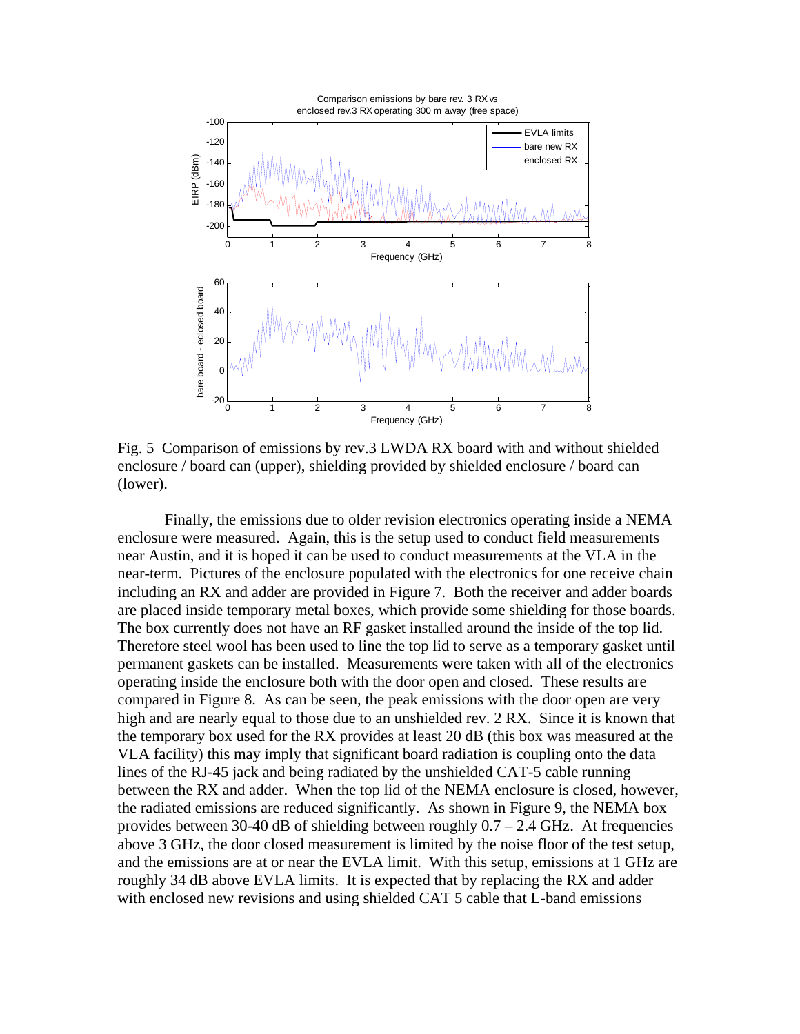Fig. 5 Comparison of emissions by rev.3 LWDA RX board with and without shielded enclosure / board can (upper), shielding provided by shielded enclosure / board can (lower).

Finally, the emissions due to older revision electronics operating inside a NEMA enclosure were measured. Again, this is the setup used to conduct field measurements near Austin, and it is hoped it can be used to conduct measurements at the VLA in the near-term. Pictures of the enclosure populated with the electronics for one receive chain including an RX and adder are provided in Figure 7. Both the receiver and adder boards are placed inside temporary metal boxes, which provide some shielding for those boards. The box currently does not have an RF gasket installed around the inside of the top lid. Therefore steel wool has been used to line the top lid to serve as a temporary gasket until permanent gaskets can be installed. Measurements were taken with all of the electronics operating inside the enclosure both with the door open and closed. These results are compared in Figure 8. As can be seen, the peak emissions with the door open are very high and are nearly equal to those due to an unshielded rev. 2 RX. Since it is known that the temporary box used for the RX provides at least 20 dB (this box was measured at the VLA facility) this may imply that significant board radiation is coupling onto the data lines of the RJ-45 jack and being radiated by the unshielded CAT-5 cable running between the RX and adder. When the top lid of the NEMA enclosure is closed, however, the radiated emissions are reduced significantly. As shown in Figure 9, the NEMA box provides between 30-40 dB of shielding between roughly 0.7 – 2.4 GHz. At frequencies above 3 GHz, the door closed measurement is limited by the noise floor of the test setup, and the emissions are at or near the EVLA limit. With this setup, emissions at 1 GHz are roughly 34 dB above EVLA limits. It is expected that by replacing the RX and adder with enclosed new revisions and using shielded CAT 5 cable that L-band emissions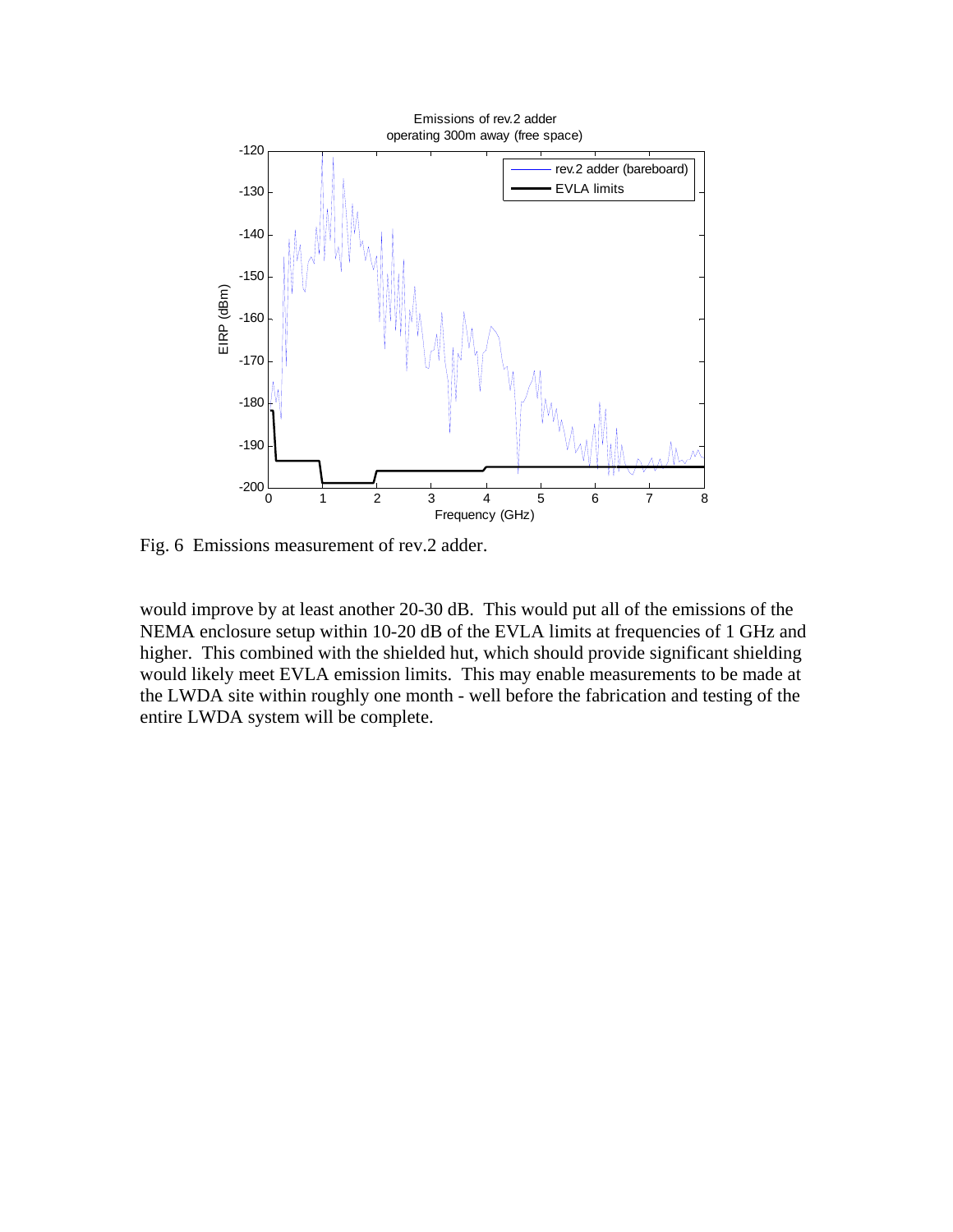Fig. 6 Emissions measurement of rev.2 adder.

would improve by at least another 20-30 dB. This would put all of the emissions of the NEMA enclosure setup within 10-20 dB of the EVLA limits at frequencies of 1 GHz and higher. This combined with the shielded hut, which should provide significant shielding would likely meet EVLA emission limits. This may enable measurements to be made at the LWDA site within roughly one month - well before the fabrication and testing of the entire LWDA system will be complete.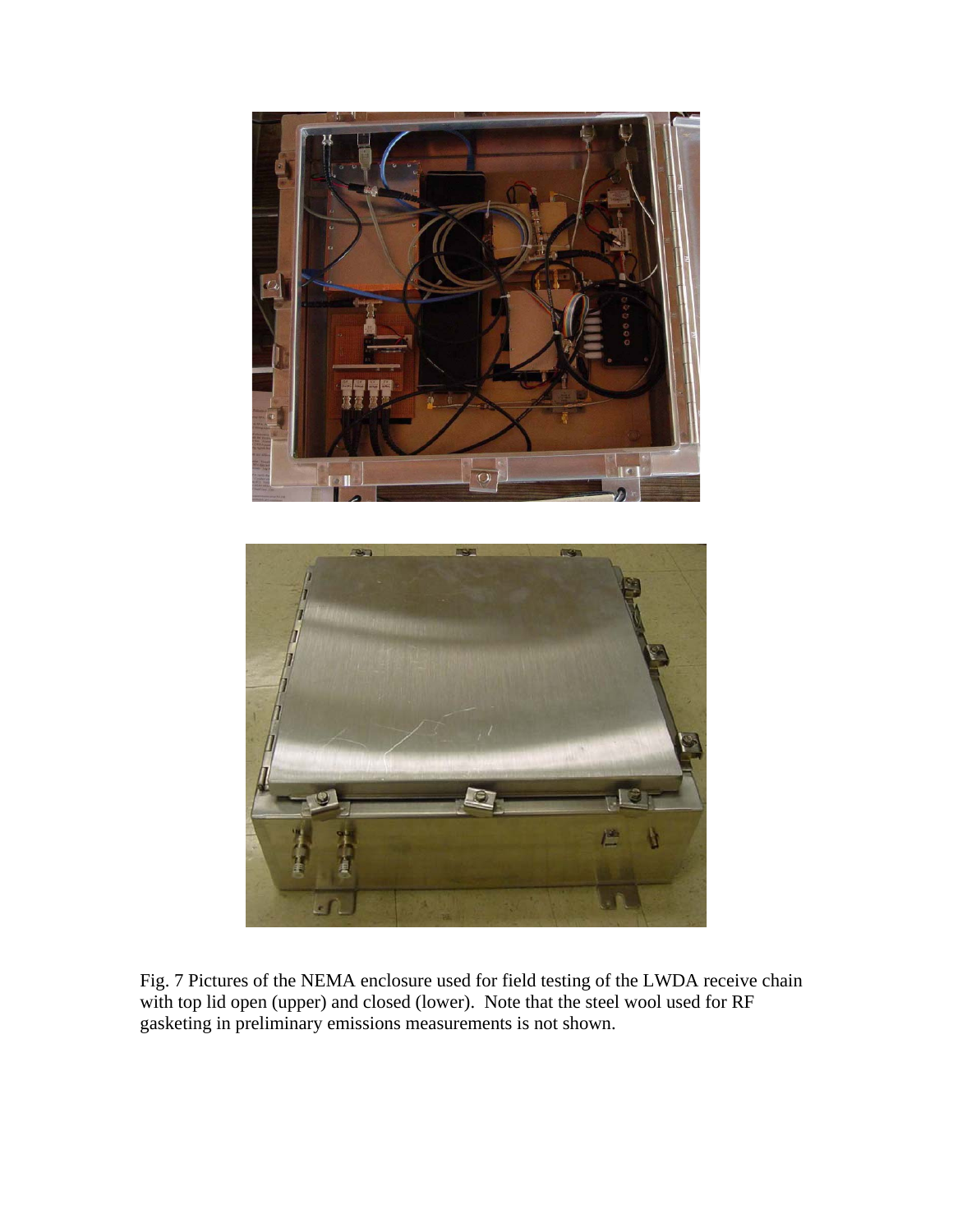Fig. 7 Pictures of the NEMA enclosure used for field testing of the LWDA receive chain with top lid open (upper) and closed (lower). Note that the steel wool used for RF gasketing in preliminary emissions measurements is not shown.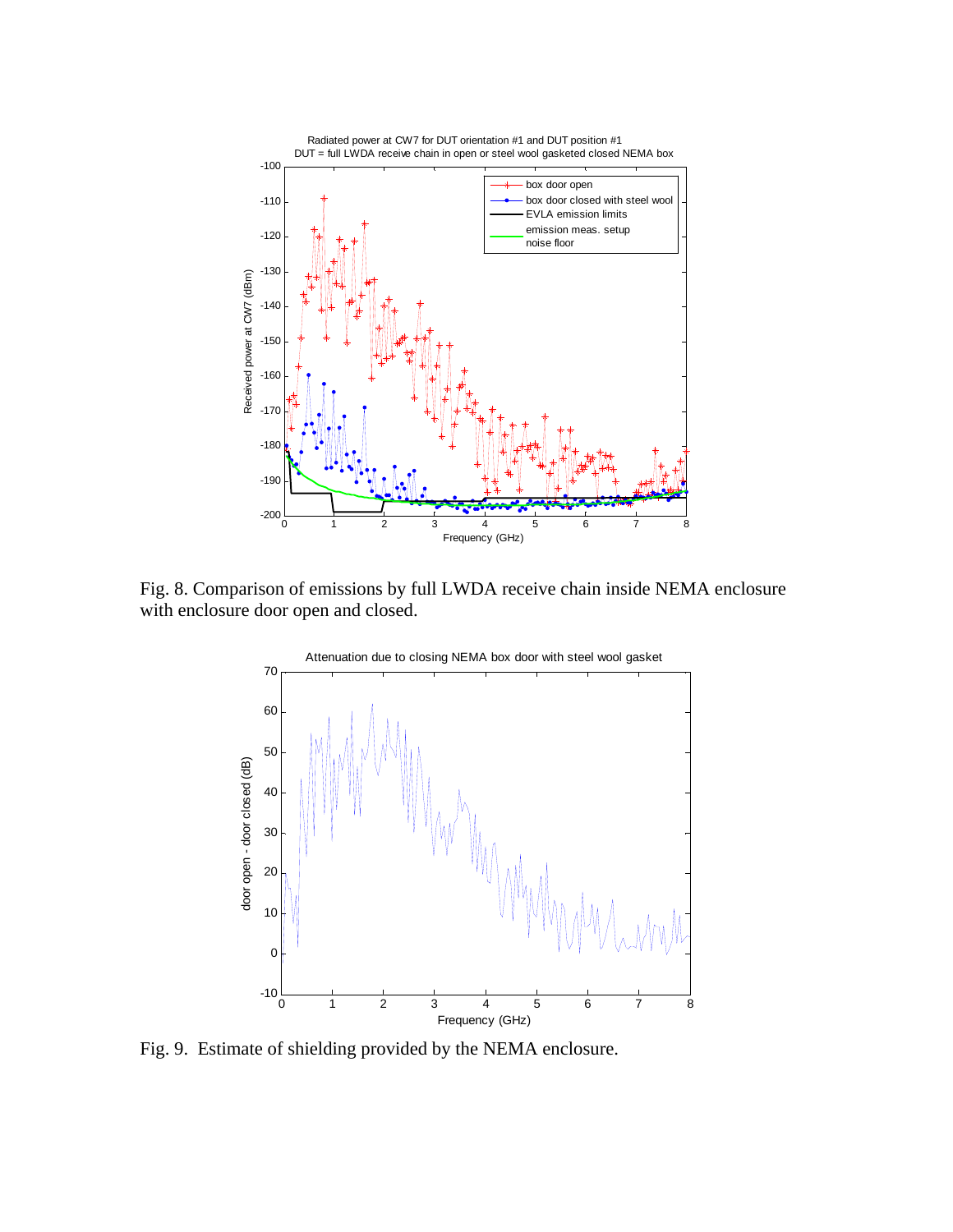Radiated power at CW7 for DUT orientation #1 and DUT position #1
DUT = full LWDA receive chain in open or steel wool gasketed closed NEMA box

Received power at CW7 (dBm)

-100
-110
-120
-130
-140
-150
-160
-170
-180
-190
-200

0 1 2 3 4 5 6 7 8

Frequency (GHz)

box door open
box door closed with steel wool
EVLA emission limits
emission meas. setup noise floor

Fig. 8. Comparison of emissions by full LWDA receive chain inside NEMA enclosure with enclosure door open and closed.

Attenuation due to closing NEMA box door with steel wool gasket

door open - door closed (dB)

70
60
50
40
30
20
10
0
-10

0 1 2 3 4 5 6 7 8

Frequency (GHz)

Fig. 9. Estimate of shielding provided by the NEMA enclosure.